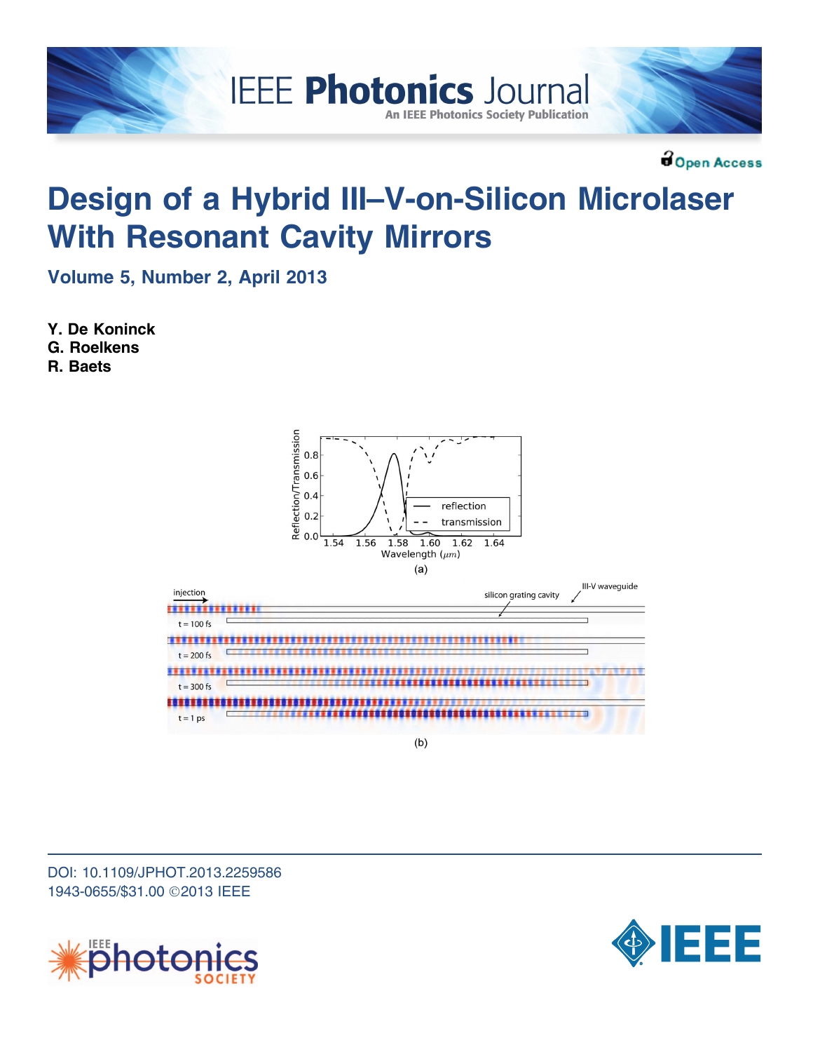IEEE Photonics Journal

An IEEE Photonics Society Publication

Open Access

# Design of a Hybrid III–V-on-Silicon Microlaser With Resonant Cavity Mirrors

**Volume 5, Number 2, April 2013**

**Y. De Koninck**
**G. Roelkens**
**R. Baets**

(a)

(b)

DOI: 10.1109/JPHOT.2013.2259586
1943-0655/$31.00 ©2013 IEEE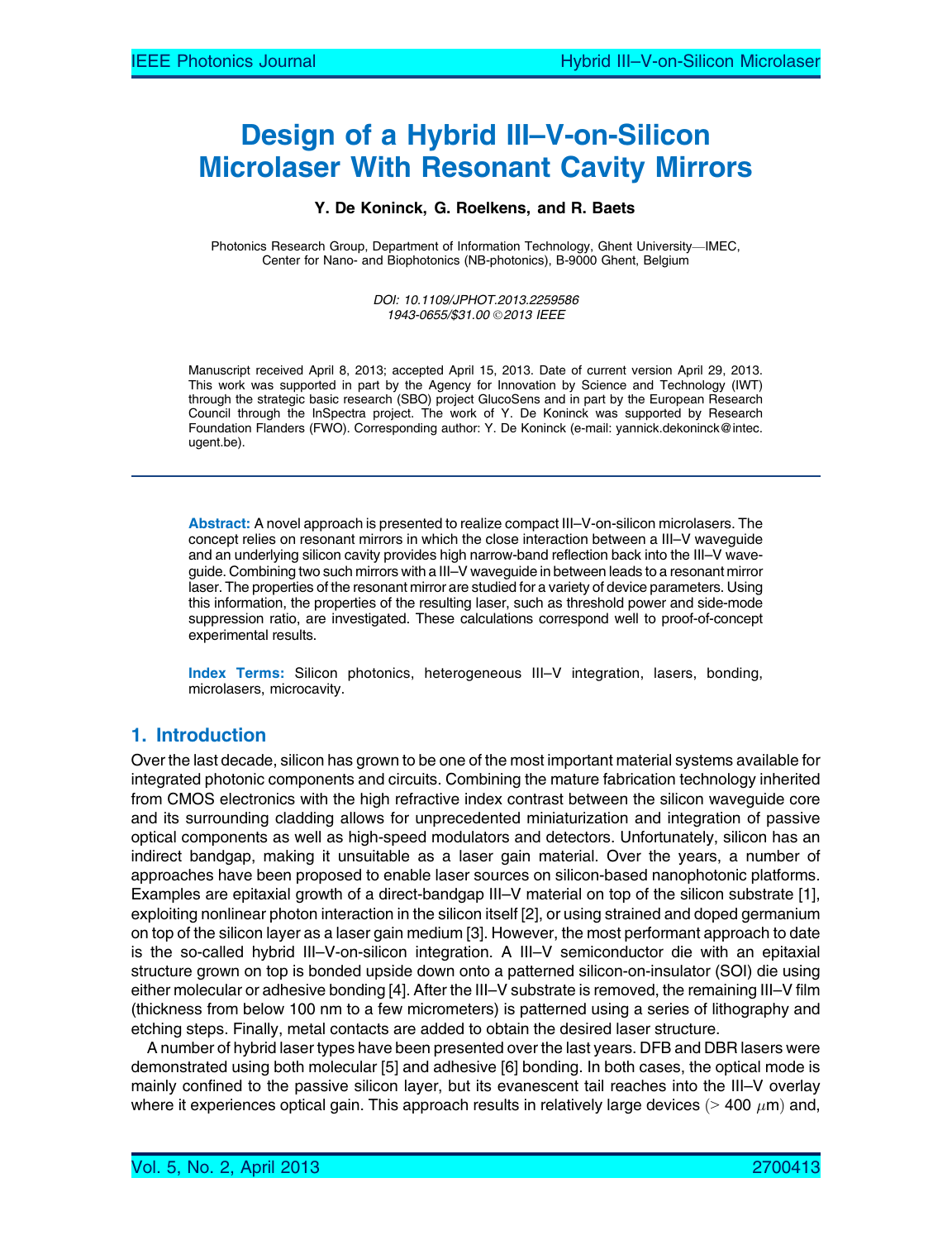# Design of a Hybrid III–V-on-Silicon Microlaser With Resonant Cavity Mirrors

**Y. De Koninck, G. Roelkens, and R. Baets**

Photonics Research Group, Department of Information Technology, Ghent University—IMEC, Center for Nano- and Biophotonics (NB-photonics), B-9000 Ghent, Belgium

*DOI: 10.1109/JPHOT.2013.2259586*
*1943-0655/$31.00 ©2013 IEEE*

Manuscript received April 8, 2013; accepted April 15, 2013. Date of current version April 29, 2013. This work was supported in part by the Agency for Innovation by Science and Technology (IWT) through the strategic basic research (SBO) project GlucoSens and in part by the European Research Council through the InSpectra project. The work of Y. De Koninck was supported by Research Foundation Flanders (FWO). Corresponding author: Y. De Koninck (e-mail: yannick.dekoninck@intec.ugent.be).

**Abstract:** A novel approach is presented to realize compact III–V-on-silicon microlasers. The concept relies on resonant mirrors in which the close interaction between a III–V waveguide and an underlying silicon cavity provides high narrow-band reflection back into the III–V waveguide. Combining two such mirrors with a III–V waveguide in between leads to a resonant mirror laser. The properties of the resonant mirror are studied for a variety of device parameters. Using this information, the properties of the resulting laser, such as threshold power and side-mode suppression ratio, are investigated. These calculations correspond well to proof-of-concept experimental results.

**Index Terms:** Silicon photonics, heterogeneous III–V integration, lasers, bonding, microlasers, microcavity.

## 1. Introduction

Over the last decade, silicon has grown to be one of the most important material systems available for integrated photonic components and circuits. Combining the mature fabrication technology inherited from CMOS electronics with the high refractive index contrast between the silicon waveguide core and its surrounding cladding allows for unprecedented miniaturization and integration of passive optical components as well as high-speed modulators and detectors. Unfortunately, silicon has an indirect bandgap, making it unsuitable as a laser gain material. Over the years, a number of approaches have been proposed to enable laser sources on silicon-based nanophotonic platforms. Examples are epitaxial growth of a direct-bandgap III–V material on top of the silicon substrate [1], exploiting nonlinear photon interaction in the silicon itself [2], or using strained and doped germanium on top of the silicon layer as a laser gain medium [3]. However, the most performant approach to date is the so-called hybrid III–V-on-silicon integration. A III–V semiconductor die with an epitaxial structure grown on top is bonded upside down onto a patterned silicon-on-insulator (SOI) die using either molecular or adhesive bonding [4]. After the III–V substrate is removed, the remaining III–V film (thickness from below 100 nm to a few micrometers) is patterned using a series of lithography and etching steps. Finally, metal contacts are added to obtain the desired laser structure.

A number of hybrid laser types have been presented over the last years. DFB and DBR lasers were demonstrated using both molecular [5] and adhesive [6] bonding. In both cases, the optical mode is mainly confined to the passive silicon layer, but its evanescent tail reaches into the III–V overlay where it experiences optical gain. This approach results in relatively large devices ($> 400$ $\mu$m) and,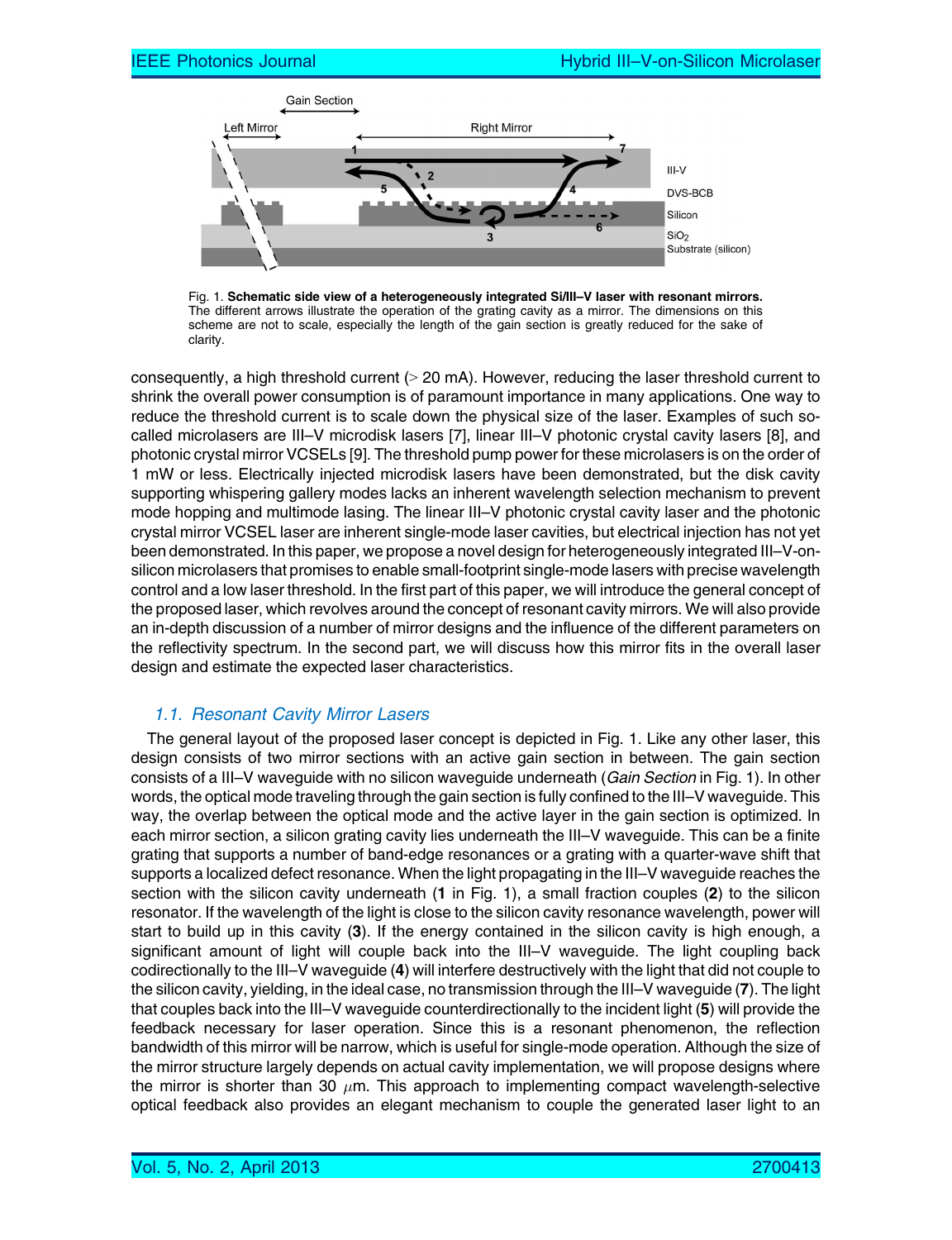Fig. 1. **Schematic side view of a heterogeneously integrated Si/III–V laser with resonant mirrors.** The different arrows illustrate the operation of the grating cavity as a mirror. The dimensions on this scheme are not to scale, especially the length of the gain section is greatly reduced for the sake of clarity.

consequently, a high threshold current (> 20 mA). However, reducing the laser threshold current to shrink the overall power consumption is of paramount importance in many applications. One way to reduce the threshold current is to scale down the physical size of the laser. Examples of such so-called microlasers are III–V microdisk lasers [7], linear III–V photonic crystal cavity lasers [8], and photonic crystal mirror VCSELs [9]. The threshold pump power for these microlasers is on the order of 1 mW or less. Electrically injected microdisk lasers have been demonstrated, but the disk cavity supporting whispering gallery modes lacks an inherent wavelength selection mechanism to prevent mode hopping and multimode lasing. The linear III–V photonic crystal cavity laser and the photonic crystal mirror VCSEL laser are inherent single-mode laser cavities, but electrical injection has not yet been demonstrated. In this paper, we propose a novel design for heterogeneously integrated III–V-on-silicon microlasers that promises to enable small-footprint single-mode lasers with precise wavelength control and a low laser threshold. In the first part of this paper, we will introduce the general concept of the proposed laser, which revolves around the concept of resonant cavity mirrors. We will also provide an in-depth discussion of a number of mirror designs and the influence of the different parameters on the reflectivity spectrum. In the second part, we will discuss how this mirror fits in the overall laser design and estimate the expected laser characteristics.

### 1.1. Resonant Cavity Mirror Lasers

The general layout of the proposed laser concept is depicted in Fig. 1. Like any other laser, this design consists of two mirror sections with an active gain section in between. The gain section consists of a III–V waveguide with no silicon waveguide underneath (*Gain Section* in Fig. 1). In other words, the optical mode traveling through the gain section is fully confined to the III–V waveguide. This way, the overlap between the optical mode and the active layer in the gain section is optimized. In each mirror section, a silicon grating cavity lies underneath the III–V waveguide. This can be a finite grating that supports a number of band-edge resonances or a grating with a quarter-wave shift that supports a localized defect resonance. When the light propagating in the III–V waveguide reaches the section with the silicon cavity underneath (**1** in Fig. 1), a small fraction couples (**2**) to the silicon resonator. If the wavelength of the light is close to the silicon cavity resonance wavelength, power will start to build up in this cavity (**3**). If the energy contained in the silicon cavity is high enough, a significant amount of light will couple back into the III–V waveguide. The light coupling back codirectionally to the III–V waveguide (**4**) will interfere destructively with the light that did not couple to the silicon cavity, yielding, in the ideal case, no transmission through the III–V waveguide (**7**). The light that couples back into the III–V waveguide counterdirectionally to the incident light (**5**) will provide the feedback necessary for laser operation. Since this is a resonant phenomenon, the reflection bandwidth of this mirror will be narrow, which is useful for single-mode operation. Although the size of the mirror structure largely depends on actual cavity implementation, we will propose designs where the mirror is shorter than 30 $\mu$m. This approach to implementing compact wavelength-selective optical feedback also provides an elegant mechanism to couple the generated laser light to an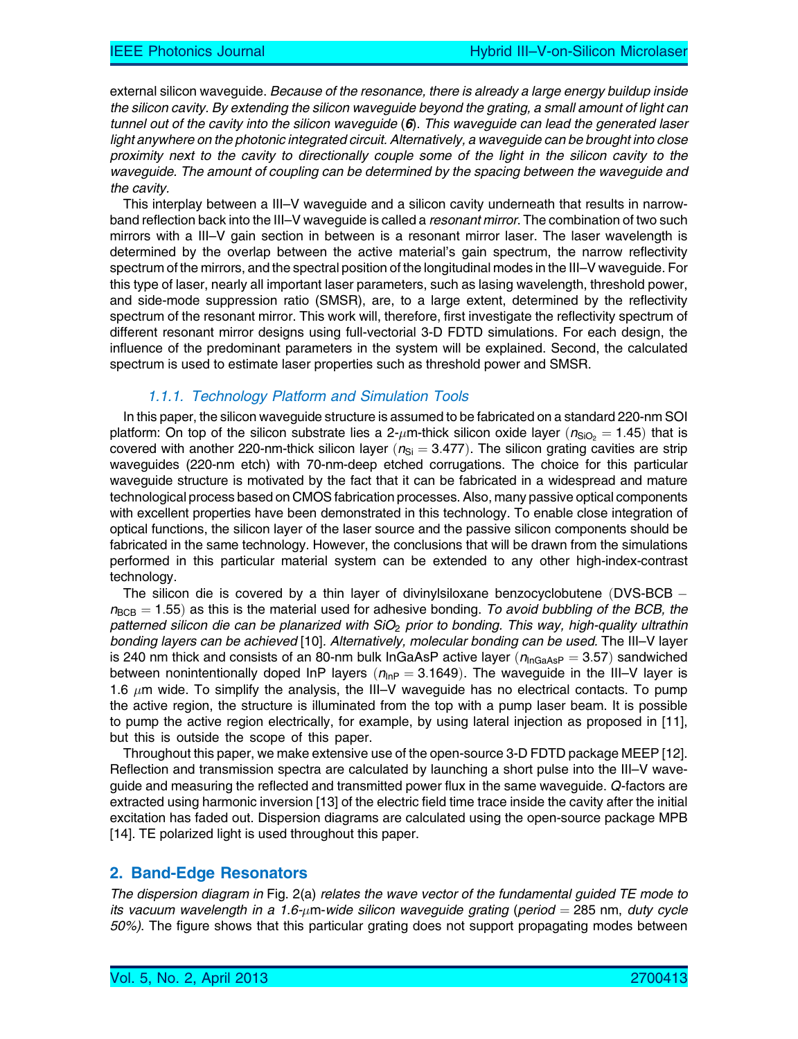external silicon waveguide. *Because of the resonance, there is already a large energy buildup inside the silicon cavity. By extending the silicon waveguide beyond the grating, a small amount of light can tunnel out of the cavity into the silicon waveguide* (***6***). *This waveguide can lead the generated laser light anywhere on the photonic integrated circuit. Alternatively, a waveguide can be brought into close proximity next to the cavity to directionally couple some of the light in the silicon cavity to the waveguide. The amount of coupling can be determined by the spacing between the waveguide and the cavity.*

This interplay between a III–V waveguide and a silicon cavity underneath that results in narrow-band reflection back into the III–V waveguide is called a *resonant mirror*. The combination of two such mirrors with a III–V gain section in between is a resonant mirror laser. The laser wavelength is determined by the overlap between the active material's gain spectrum, the narrow reflectivity spectrum of the mirrors, and the spectral position of the longitudinal modes in the III–V waveguide. For this type of laser, nearly all important laser parameters, such as lasing wavelength, threshold power, and side-mode suppression ratio (SMSR), are, to a large extent, determined by the reflectivity spectrum of the resonant mirror. This work will, therefore, first investigate the reflectivity spectrum of different resonant mirror designs using full-vectorial 3-D FDTD simulations. For each design, the influence of the predominant parameters in the system will be explained. Second, the calculated spectrum is used to estimate laser properties such as threshold power and SMSR.

#### 1.1.1. Technology Platform and Simulation Tools

In this paper, the silicon waveguide structure is assumed to be fabricated on a standard 220-nm SOI platform: On top of the silicon substrate lies a 2-$\mu$m-thick silicon oxide layer ($n_{\mathrm{SiO_2}} = 1.45$) that is covered with another 220-nm-thick silicon layer ($n_{\mathrm{Si}} = 3.477$). The silicon grating cavities are strip waveguides (220-nm etch) with 70-nm-deep etched corrugations. The choice for this particular waveguide structure is motivated by the fact that it can be fabricated in a widespread and mature technological process based on CMOS fabrication processes. Also, many passive optical components with excellent properties have been demonstrated in this technology. To enable close integration of optical functions, the silicon layer of the laser source and the passive silicon components should be fabricated in the same technology. However, the conclusions that will be drawn from the simulations performed in this particular material system can be extended to any other high-index-contrast technology.

The silicon die is covered by a thin layer of divinylsiloxane benzocyclobutene (DVS-BCB $-$ $n_{\mathrm{BCB}} = 1.55$) as this is the material used for adhesive bonding. *To avoid bubbling of the BCB, the patterned silicon die can be planarized with $SiO_2$ prior to bonding. This way, high-quality ultrathin bonding layers can be achieved* [10]. *Alternatively, molecular bonding can be used.* The III–V layer is 240 nm thick and consists of an 80-nm bulk InGaAsP active layer ($n_{\mathrm{InGaAsP}} = 3.57$) sandwiched between nonintentionally doped InP layers ($n_{\mathrm{InP}} = 3.1649$). The waveguide in the III–V layer is 1.6 $\mu$m wide. To simplify the analysis, the III–V waveguide has no electrical contacts. To pump the active region, the structure is illuminated from the top with a pump laser beam. It is possible to pump the active region electrically, for example, by using lateral injection as proposed in [11], but this is outside the scope of this paper.

Throughout this paper, we make extensive use of the open-source 3-D FDTD package MEEP [12]. Reflection and transmission spectra are calculated by launching a short pulse into the III–V waveguide and measuring the reflected and transmitted power flux in the same waveguide. *Q*-factors are extracted using harmonic inversion [13] of the electric field time trace inside the cavity after the initial excitation has faded out. Dispersion diagrams are calculated using the open-source package MPB [14]. TE polarized light is used throughout this paper.

## 2. Band-Edge Resonators

*The dispersion diagram in* Fig. 2(a) *relates the wave vector of the fundamental guided TE mode to its vacuum wavelength in a 1.6-$\mu$m-wide silicon waveguide grating* (*period* = 285 nm, *duty cycle 50%*). The figure shows that this particular grating does not support propagating modes between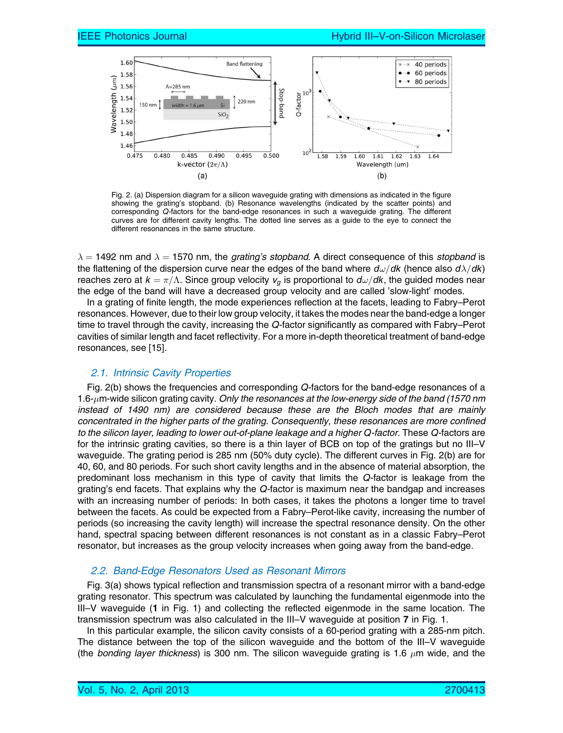Fig. 2. (a) Dispersion diagram for a silicon waveguide grating with dimensions as indicated in the figure showing the grating's stopband. (b) Resonance wavelengths (indicated by the scatter points) and corresponding $Q$-factors for the band-edge resonances in such a waveguide grating. The different curves are for different cavity lengths. The dotted line serves as a guide to the eye to connect the different resonances in the same structure.

$\lambda = 1492$ nm and $\lambda = 1570$ nm, the *grating's stopband*. A direct consequence of this *stopband* is the flattening of the dispersion curve near the edges of the band where $d\omega/dk$ (hence also $d\lambda/dk$) reaches zero at $k = \pi/\Lambda$. Since group velocity $v_g$ is proportional to $d\omega/dk$, the guided modes near the edge of the band will have a decreased group velocity and are called 'slow-light' modes.

In a grating of finite length, the mode experiences reflection at the facets, leading to Fabry–Perot resonances. However, due to their low group velocity, it takes the modes near the band-edge a longer time to travel through the cavity, increasing the $Q$-factor significantly as compared with Fabry–Perot cavities of similar length and facet reflectivity. For a more in-depth theoretical treatment of band-edge resonances, see [15].

### 2.1. Intrinsic Cavity Properties

Fig. 2(b) shows the frequencies and corresponding $Q$-factors for the band-edge resonances of a 1.6-$\mu$m-wide silicon grating cavity. *Only the resonances at the low-energy side of the band (1570 nm instead of 1490 nm) are considered because these are the Bloch modes that are mainly concentrated in the higher parts of the grating. Consequently, these resonances are more confined to the silicon layer, leading to lower out-of-plane leakage and a higher Q-factor.* These $Q$-factors are for the intrinsic grating cavities, so there is a thin layer of BCB on top of the gratings but no III–V waveguide. The grating period is 285 nm (50% duty cycle). The different curves in Fig. 2(b) are for 40, 60, and 80 periods. For such short cavity lengths and in the absence of material absorption, the predominant loss mechanism in this type of cavity that limits the $Q$-factor is leakage from the grating's end facets. That explains why the $Q$-factor is maximum near the bandgap and increases with an increasing number of periods: In both cases, it takes the photons a longer time to travel between the facets. As could be expected from a Fabry–Perot-like cavity, increasing the number of periods (so increasing the cavity length) will increase the spectral resonance density. On the other hand, spectral spacing between different resonances is not constant as in a classic Fabry–Perot resonator, but increases as the group velocity increases when going away from the band-edge.

### 2.2. Band-Edge Resonators Used as Resonant Mirrors

Fig. 3(a) shows typical reflection and transmission spectra of a resonant mirror with a band-edge grating resonator. This spectrum was calculated by launching the fundamental eigenmode into the III–V waveguide (**1** in Fig. 1) and collecting the reflected eigenmode in the same location. The transmission spectrum was also calculated in the III–V waveguide at position **7** in Fig. 1.

In this particular example, the silicon cavity consists of a 60-period grating with a 285-nm pitch. The distance between the top of the silicon waveguide and the bottom of the III–V waveguide (the *bonding layer thickness*) is 300 nm. The silicon waveguide grating is 1.6 $\mu$m wide, and the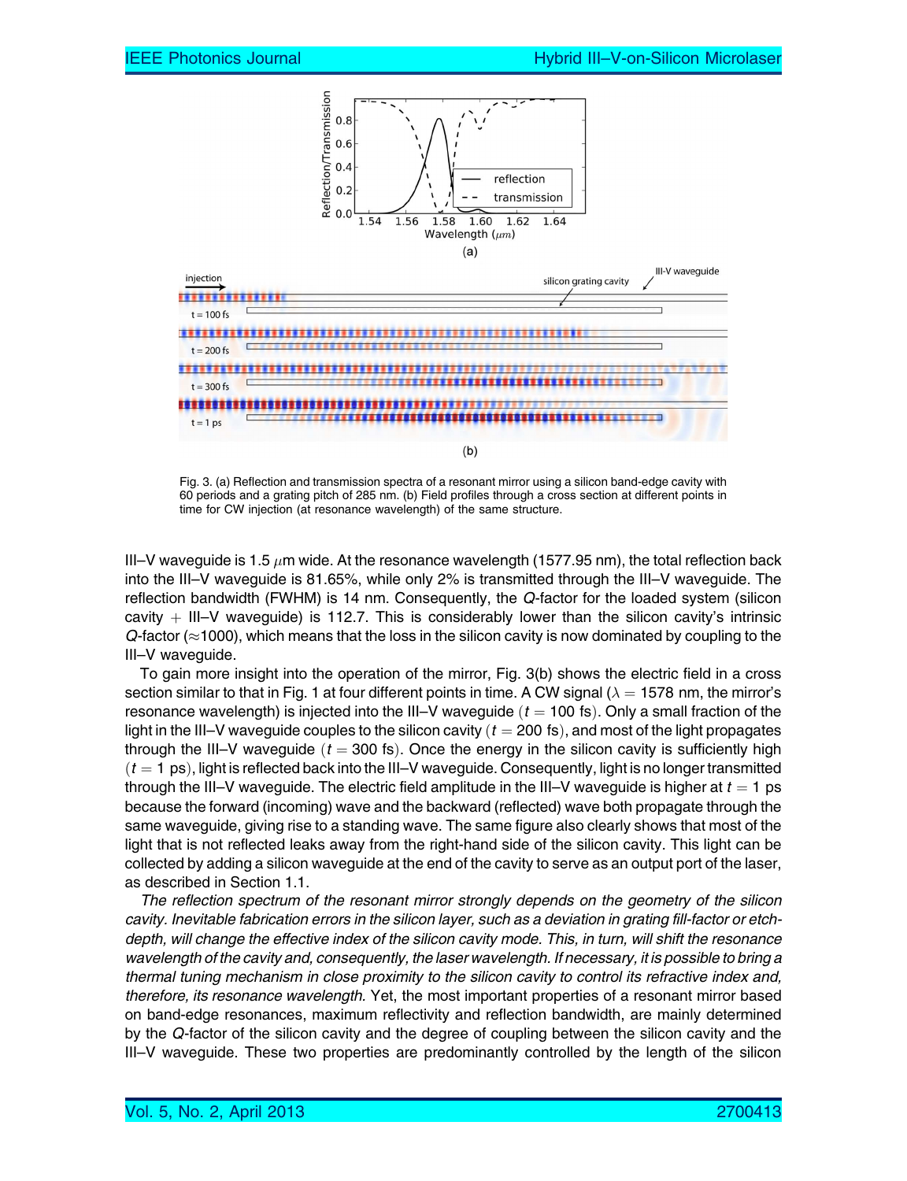Fig. 3. (a) Reflection and transmission spectra of a resonant mirror using a silicon band-edge cavity with 60 periods and a grating pitch of 285 nm. (b) Field profiles through a cross section at different points in time for CW injection (at resonance wavelength) of the same structure.

III–V waveguide is 1.5 $\mu$m wide. At the resonance wavelength (1577.95 nm), the total reflection back into the III–V waveguide is 81.65%, while only 2% is transmitted through the III–V waveguide. The reflection bandwidth (FWHM) is 14 nm. Consequently, the $Q$-factor for the loaded system (silicon cavity + III–V waveguide) is 112.7. This is considerably lower than the silicon cavity's intrinsic $Q$-factor ($\approx$1000), which means that the loss in the silicon cavity is now dominated by coupling to the III–V waveguide.

To gain more insight into the operation of the mirror, Fig. 3(b) shows the electric field in a cross section similar to that in Fig. 1 at four different points in time. A CW signal ($\lambda = 1578$ nm, the mirror's resonance wavelength) is injected into the III–V waveguide ($t = 100$ fs). Only a small fraction of the light in the III–V waveguide couples to the silicon cavity ($t = 200$ fs), and most of the light propagates through the III–V waveguide ($t = 300$ fs). Once the energy in the silicon cavity is sufficiently high ($t = 1$ ps), light is reflected back into the III–V waveguide. Consequently, light is no longer transmitted through the III–V waveguide. The electric field amplitude in the III–V waveguide is higher at $t = 1$ ps because the forward (incoming) wave and the backward (reflected) wave both propagate through the same waveguide, giving rise to a standing wave. The same figure also clearly shows that most of the light that is not reflected leaks away from the right-hand side of the silicon cavity. This light can be collected by adding a silicon waveguide at the end of the cavity to serve as an output port of the laser, as described in Section 1.1.

*The reflection spectrum of the resonant mirror strongly depends on the geometry of the silicon cavity. Inevitable fabrication errors in the silicon layer, such as a deviation in grating fill-factor or etch-depth, will change the effective index of the silicon cavity mode. This, in turn, will shift the resonance wavelength of the cavity and, consequently, the laser wavelength. If necessary, it is possible to bring a thermal tuning mechanism in close proximity to the silicon cavity to control its refractive index and, therefore, its resonance wavelength.* Yet, the most important properties of a resonant mirror based on band-edge resonances, maximum reflectivity and reflection bandwidth, are mainly determined by the $Q$-factor of the silicon cavity and the degree of coupling between the silicon cavity and the III–V waveguide. These two properties are predominantly controlled by the length of the silicon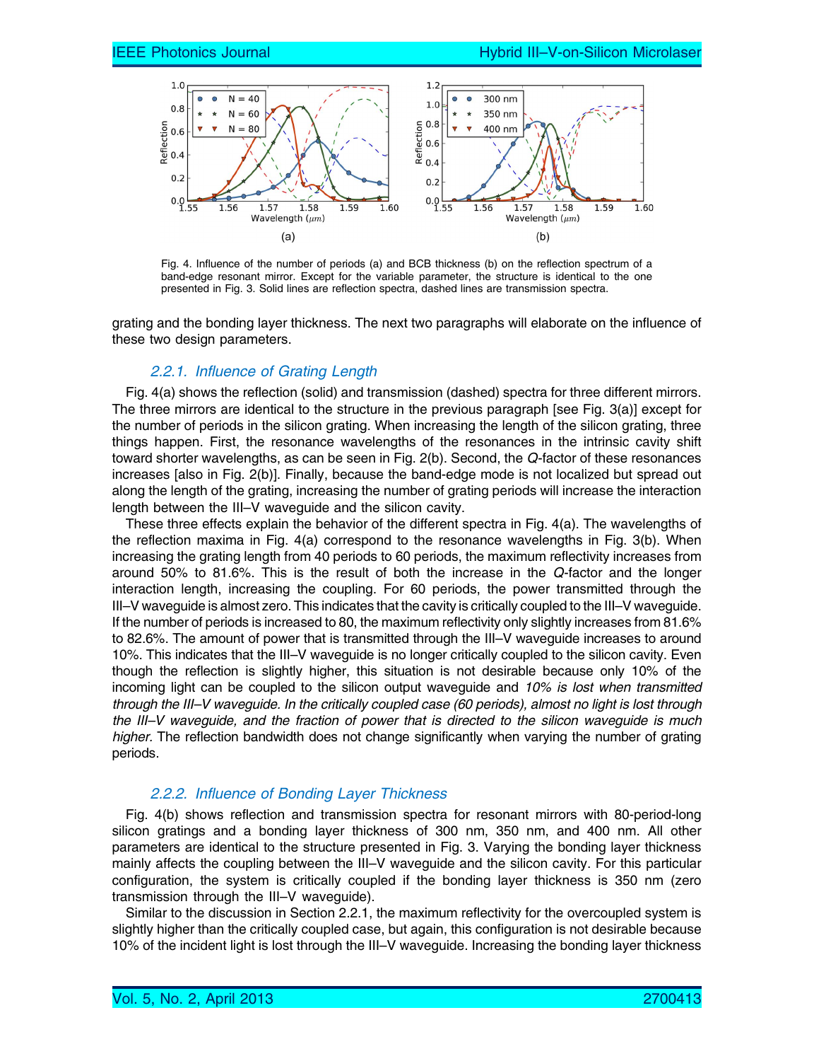Fig. 4. Influence of the number of periods (a) and BCB thickness (b) on the reflection spectrum of a band-edge resonant mirror. Except for the variable parameter, the structure is identical to the one presented in Fig. 3. Solid lines are reflection spectra, dashed lines are transmission spectra.

grating and the bonding layer thickness. The next two paragraphs will elaborate on the influence of these two design parameters.

### 2.2.1. Influence of Grating Length

Fig. 4(a) shows the reflection (solid) and transmission (dashed) spectra for three different mirrors. The three mirrors are identical to the structure in the previous paragraph [see Fig. 3(a)] except for the number of periods in the silicon grating. When increasing the length of the silicon grating, three things happen. First, the resonance wavelengths of the resonances in the intrinsic cavity shift toward shorter wavelengths, as can be seen in Fig. 2(b). Second, the $Q$-factor of these resonances increases [also in Fig. 2(b)]. Finally, because the band-edge mode is not localized but spread out along the length of the grating, increasing the number of grating periods will increase the interaction length between the III–V waveguide and the silicon cavity.

These three effects explain the behavior of the different spectra in Fig. 4(a). The wavelengths of the reflection maxima in Fig. 4(a) correspond to the resonance wavelengths in Fig. 3(b). When increasing the grating length from 40 periods to 60 periods, the maximum reflectivity increases from around 50% to 81.6%. This is the result of both the increase in the $Q$-factor and the longer interaction length, increasing the coupling. For 60 periods, the power transmitted through the III–V waveguide is almost zero. This indicates that the cavity is critically coupled to the III–V waveguide. If the number of periods is increased to 80, the maximum reflectivity only slightly increases from 81.6% to 82.6%. The amount of power that is transmitted through the III–V waveguide increases to around 10%. This indicates that the III–V waveguide is no longer critically coupled to the silicon cavity. Even though the reflection is slightly higher, this situation is not desirable because only 10% of the incoming light can be coupled to the silicon output waveguide and *10% is lost when transmitted through the III–V waveguide. In the critically coupled case (60 periods), almost no light is lost through the III–V waveguide, and the fraction of power that is directed to the silicon waveguide is much higher.* The reflection bandwidth does not change significantly when varying the number of grating periods.

### 2.2.2. Influence of Bonding Layer Thickness

Fig. 4(b) shows reflection and transmission spectra for resonant mirrors with 80-period-long silicon gratings and a bonding layer thickness of 300 nm, 350 nm, and 400 nm. All other parameters are identical to the structure presented in Fig. 3. Varying the bonding layer thickness mainly affects the coupling between the III–V waveguide and the silicon cavity. For this particular configuration, the system is critically coupled if the bonding layer thickness is 350 nm (zero transmission through the III–V waveguide).

Similar to the discussion in Section 2.2.1, the maximum reflectivity for the overcoupled system is slightly higher than the critically coupled case, but again, this configuration is not desirable because 10% of the incident light is lost through the III–V waveguide. Increasing the bonding layer thickness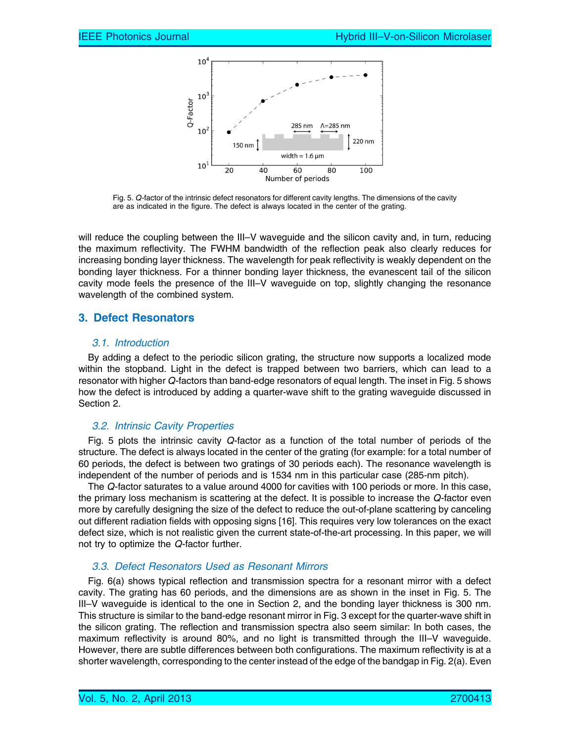Fig. 5. $Q$-factor of the intrinsic defect resonators for different cavity lengths. The dimensions of the cavity are as indicated in the figure. The defect is always located in the center of the grating.

will reduce the coupling between the III–V waveguide and the silicon cavity and, in turn, reducing the maximum reflectivity. The FWHM bandwidth of the reflection peak also clearly reduces for increasing bonding layer thickness. The wavelength for peak reflectivity is weakly dependent on the bonding layer thickness. For a thinner bonding layer thickness, the evanescent tail of the silicon cavity mode feels the presence of the III–V waveguide on top, slightly changing the resonance wavelength of the combined system.

## 3. Defect Resonators

### 3.1. Introduction

By adding a defect to the periodic silicon grating, the structure now supports a localized mode within the stopband. Light in the defect is trapped between two barriers, which can lead to a resonator with higher $Q$-factors than band-edge resonators of equal length. The inset in Fig. 5 shows how the defect is introduced by adding a quarter-wave shift to the grating waveguide discussed in Section 2.

### 3.2. Intrinsic Cavity Properties

Fig. 5 plots the intrinsic cavity $Q$-factor as a function of the total number of periods of the structure. The defect is always located in the center of the grating (for example: for a total number of 60 periods, the defect is between two gratings of 30 periods each). The resonance wavelength is independent of the number of periods and is 1534 nm in this particular case (285-nm pitch).

The $Q$-factor saturates to a value around 4000 for cavities with 100 periods or more. In this case, the primary loss mechanism is scattering at the defect. It is possible to increase the $Q$-factor even more by carefully designing the size of the defect to reduce the out-of-plane scattering by canceling out different radiation fields with opposing signs [16]. This requires very low tolerances on the exact defect size, which is not realistic given the current state-of-the-art processing. In this paper, we will not try to optimize the $Q$-factor further.

### 3.3. Defect Resonators Used as Resonant Mirrors

Fig. 6(a) shows typical reflection and transmission spectra for a resonant mirror with a defect cavity. The grating has 60 periods, and the dimensions are as shown in the inset in Fig. 5. The III–V waveguide is identical to the one in Section 2, and the bonding layer thickness is 300 nm. This structure is similar to the band-edge resonant mirror in Fig. 3 except for the quarter-wave shift in the silicon grating. The reflection and transmission spectra also seem similar: In both cases, the maximum reflectivity is around 80%, and no light is transmitted through the III–V waveguide. However, there are subtle differences between both configurations. The maximum reflectivity is at a shorter wavelength, corresponding to the center instead of the edge of the bandgap in Fig. 2(a). Even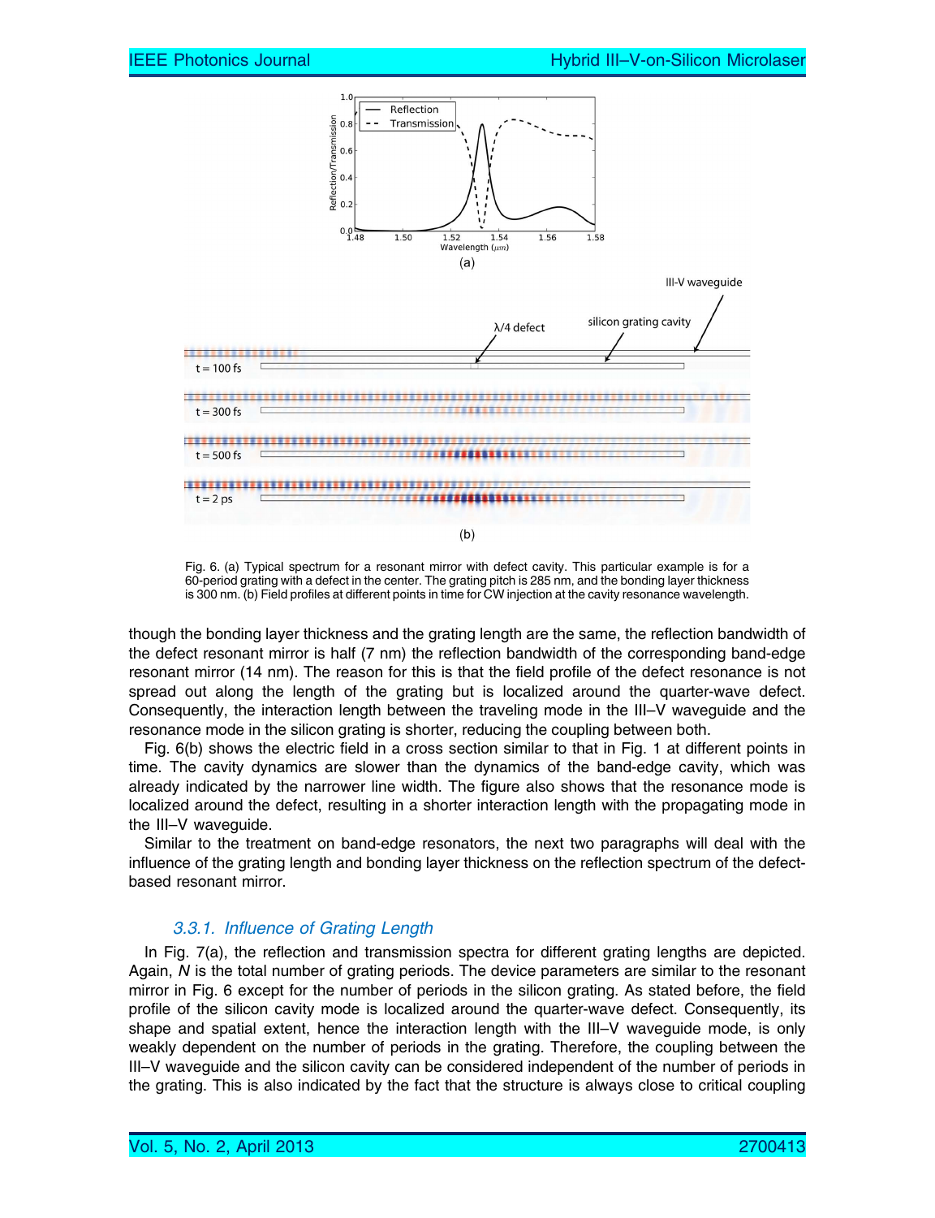Fig. 6. (a) Typical spectrum for a resonant mirror with defect cavity. This particular example is for a 60-period grating with a defect in the center. The grating pitch is 285 nm, and the bonding layer thickness is 300 nm. (b) Field profiles at different points in time for CW injection at the cavity resonance wavelength.

though the bonding layer thickness and the grating length are the same, the reflection bandwidth of the defect resonant mirror is half (7 nm) the reflection bandwidth of the corresponding band-edge resonant mirror (14 nm). The reason for this is that the field profile of the defect resonance is not spread out along the length of the grating but is localized around the quarter-wave defect. Consequently, the interaction length between the traveling mode in the III–V waveguide and the resonance mode in the silicon grating is shorter, reducing the coupling between both.

Fig. 6(b) shows the electric field in a cross section similar to that in Fig. 1 at different points in time. The cavity dynamics are slower than the dynamics of the band-edge cavity, which was already indicated by the narrower line width. The figure also shows that the resonance mode is localized around the defect, resulting in a shorter interaction length with the propagating mode in the III–V waveguide.

Similar to the treatment on band-edge resonators, the next two paragraphs will deal with the influence of the grating length and bonding layer thickness on the reflection spectrum of the defect-based resonant mirror.

### 3.3.1. Influence of Grating Length

In Fig. 7(a), the reflection and transmission spectra for different grating lengths are depicted. Again, $N$ is the total number of grating periods. The device parameters are similar to the resonant mirror in Fig. 6 except for the number of periods in the silicon grating. As stated before, the field profile of the silicon cavity mode is localized around the quarter-wave defect. Consequently, its shape and spatial extent, hence the interaction length with the III–V waveguide mode, is only weakly dependent on the number of periods in the grating. Therefore, the coupling between the III–V waveguide and the silicon cavity can be considered independent of the number of periods in the grating. This is also indicated by the fact that the structure is always close to critical coupling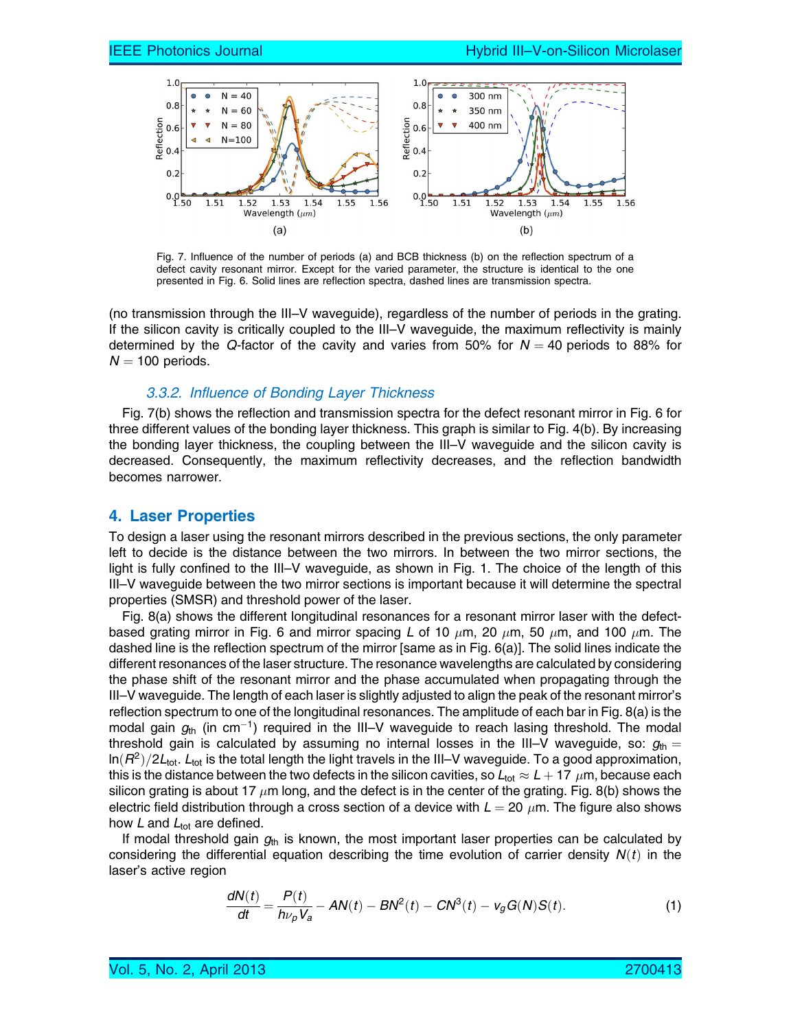Fig. 7. Influence of the number of periods (a) and BCB thickness (b) on the reflection spectrum of a defect cavity resonant mirror. Except for the varied parameter, the structure is identical to the one presented in Fig. 6. Solid lines are reflection spectra, dashed lines are transmission spectra.

(no transmission through the III–V waveguide), regardless of the number of periods in the grating. If the silicon cavity is critically coupled to the III–V waveguide, the maximum reflectivity is mainly determined by the $Q$-factor of the cavity and varies from 50% for $N = 40$ periods to 88% for $N = 100$ periods.

#### 3.3.2. Influence of Bonding Layer Thickness

Fig. 7(b) shows the reflection and transmission spectra for the defect resonant mirror in Fig. 6 for three different values of the bonding layer thickness. This graph is similar to Fig. 4(b). By increasing the bonding layer thickness, the coupling between the III–V waveguide and the silicon cavity is decreased. Consequently, the maximum reflectivity decreases, and the reflection bandwidth becomes narrower.

## 4. Laser Properties

To design a laser using the resonant mirrors described in the previous sections, the only parameter left to decide is the distance between the two mirrors. In between the two mirror sections, the light is fully confined to the III–V waveguide, as shown in Fig. 1. The choice of the length of this III–V waveguide between the two mirror sections is important because it will determine the spectral properties (SMSR) and threshold power of the laser.

Fig. 8(a) shows the different longitudinal resonances for a resonant mirror laser with the defect-based grating mirror in Fig. 6 and mirror spacing $L$ of 10 $\mu$m, 20 $\mu$m, 50 $\mu$m, and 100 $\mu$m. The dashed line is the reflection spectrum of the mirror [same as in Fig. 6(a)]. The solid lines indicate the different resonances of the laser structure. The resonance wavelengths are calculated by considering the phase shift of the resonant mirror and the phase accumulated when propagating through the III–V waveguide. The length of each laser is slightly adjusted to align the peak of the resonant mirror's reflection spectrum to one of the longitudinal resonances. The amplitude of each bar in Fig. 8(a) is the modal gain $g_{th}$ (in cm$^{-1}$) required in the III–V waveguide to reach lasing threshold. The modal threshold gain is calculated by assuming no internal losses in the III–V waveguide, so: $g_{th} = \ln(R^2)/2L_{tot}$. $L_{tot}$ is the total length the light travels in the III–V waveguide. To a good approximation, this is the distance between the two defects in the silicon cavities, so $L_{tot} \approx L + 17$ $\mu$m, because each silicon grating is about 17 $\mu$m long, and the defect is in the center of the grating. Fig. 8(b) shows the electric field distribution through a cross section of a device with $L = 20$ $\mu$m. The figure also shows how $L$ and $L_{tot}$ are defined.

If modal threshold gain $g_{th}$ is known, the most important laser properties can be calculated by considering the differential equation describing the time evolution of carrier density $N(t)$ in the laser's active region

$$\frac{dN(t)}{dt} = \frac{P(t)}{h\nu_p V_a} - AN(t) - BN^2(t) - CN^3(t) - v_g G(N)S(t). \tag{1}$$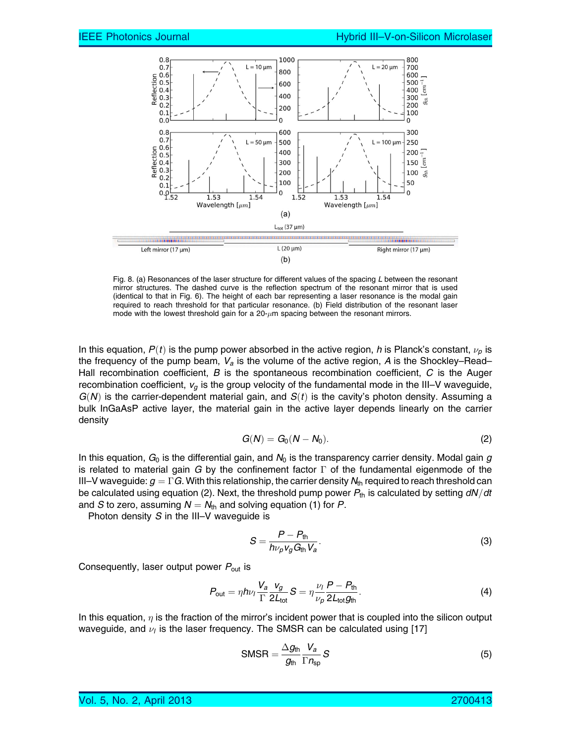Fig. 8. (a) Resonances of the laser structure for different values of the spacing $L$ between the resonant mirror structures. The dashed curve is the reflection spectrum of the resonant mirror that is used (identical to that in Fig. 6). The height of each bar representing a laser resonance is the modal gain required to reach threshold for that particular resonance. (b) Field distribution of the resonant laser mode with the lowest threshold gain for a 20-$\mu$m spacing between the resonant mirrors.

In this equation, $P(t)$ is the pump power absorbed in the active region, $h$ is Planck's constant, $\nu_p$ is the frequency of the pump beam, $V_a$ is the volume of the active region, $A$ is the Shockley–Read–Hall recombination coefficient, $B$ is the spontaneous recombination coefficient, $C$ is the Auger recombination coefficient, $v_g$ is the group velocity of the fundamental mode in the III–V waveguide, $G(N)$ is the carrier-dependent material gain, and $S(t)$ is the cavity's photon density. Assuming a bulk InGaAsP active layer, the material gain in the active layer depends linearly on the carrier density

$$G(N) = G_0(N - N_0). \tag{2}$$

In this equation, $G_0$ is the differential gain, and $N_0$ is the transparency carrier density. Modal gain $g$ is related to material gain $G$ by the confinement factor $\Gamma$ of the fundamental eigenmode of the III–V waveguide: $g = \Gamma G$. With this relationship, the carrier density $N_{\text{th}}$ required to reach threshold can be calculated using equation (2). Next, the threshold pump power $P_{\text{th}}$ is calculated by setting $dN/dt$ and $S$ to zero, assuming $N = N_{\text{th}}$ and solving equation (1) for $P$.

Photon density $S$ in the III–V waveguide is

$$S = \frac{P - P_{\text{th}}}{h\nu_p v_g G_{\text{th}} V_a}. \tag{3}$$

Consequently, laser output power $P_{\text{out}}$ is

$$P_{\text{out}} = \eta h\nu_l \frac{V_a}{\Gamma} \frac{v_g}{2L_{\text{tot}}} S = \eta \frac{\nu_l}{\nu_p} \frac{P - P_{\text{th}}}{2L_{\text{tot}} g_{\text{th}}}. \tag{4}$$

In this equation, $\eta$ is the fraction of the mirror's incident power that is coupled into the silicon output waveguide, and $\nu_l$ is the laser frequency. The SMSR can be calculated using [17]

$$\text{SMSR} = \frac{\Delta g_{\text{th}}}{g_{\text{th}}} \frac{V_a}{\Gamma n_{\text{sp}}} S \tag{5}$$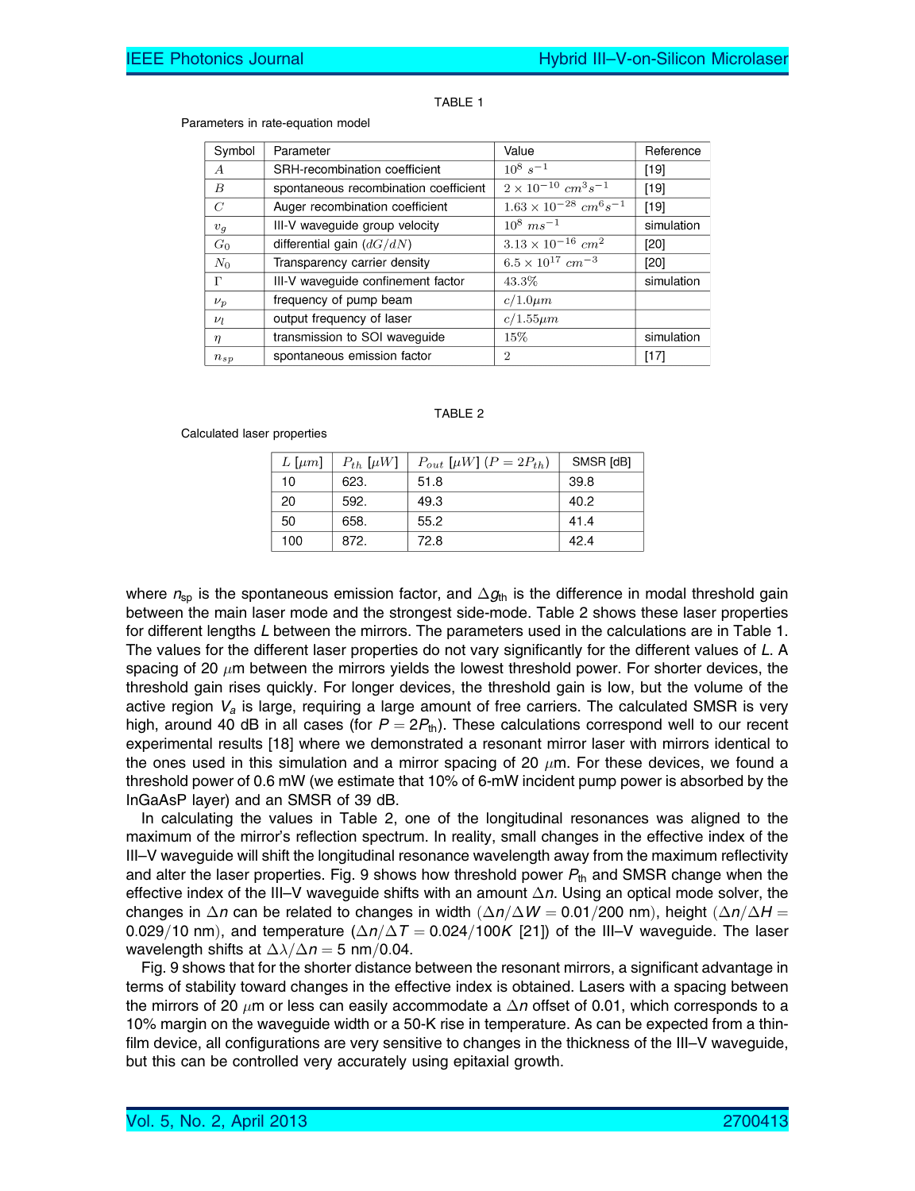TABLE 1

Parameters in rate-equation model

| Symbol | Parameter | Value | Reference |
|---|---|---|---|
| $A$ | SRH-recombination coefficient | $10^8\ s^{-1}$ | [19] |
| $B$ | spontaneous recombination coefficient | $2 \times 10^{-10}\ cm^3 s^{-1}$ | [19] |
| $C$ | Auger recombination coefficient | $1.63 \times 10^{-28}\ cm^6 s^{-1}$ | [19] |
| $v_g$ | III-V waveguide group velocity | $10^8\ ms^{-1}$ | simulation |
| $G_0$ | differential gain ($dG/dN$) | $3.13 \times 10^{-16}\ cm^2$ | [20] |
| $N_0$ | Transparency carrier density | $6.5 \times 10^{17}\ cm^{-3}$ | [20] |
| $\Gamma$ | III-V waveguide confinement factor | $43.3\%$ | simulation |
| $\nu_p$ | frequency of pump beam | $c/1.0\mu m$ | |
| $\nu_l$ | output frequency of laser | $c/1.55\mu m$ | |
| $\eta$ | transmission to SOI waveguide | $15\%$ | simulation |
| $n_{sp}$ | spontaneous emission factor | $2$ | [17] |

TABLE 2

Calculated laser properties

| $L$ [$\mu m$] | $P_{th}$ [$\mu W$] | $P_{out}$ [$\mu W$] ($P = 2P_{th}$) | SMSR [dB] |
|---|---|---|---|
| 10 | 623. | 51.8 | 39.8 |
| 20 | 592. | 49.3 | 40.2 |
| 50 | 658. | 55.2 | 41.4 |
| 100 | 872. | 72.8 | 42.4 |

where $n_{sp}$ is the spontaneous emission factor, and $\Delta g_{th}$ is the difference in modal threshold gain between the main laser mode and the strongest side-mode. Table 2 shows these laser properties for different lengths $L$ between the mirrors. The parameters used in the calculations are in Table 1. The values for the different laser properties do not vary significantly for the different values of $L$. A spacing of 20 $\mu$m between the mirrors yields the lowest threshold power. For shorter devices, the threshold gain rises quickly. For longer devices, the threshold gain is low, but the volume of the active region $V_a$ is large, requiring a large amount of free carriers. The calculated SMSR is very high, around 40 dB in all cases (for $P = 2P_{th}$). These calculations correspond well to our recent experimental results [18] where we demonstrated a resonant mirror laser with mirrors identical to the ones used in this simulation and a mirror spacing of 20 $\mu$m. For these devices, we found a threshold power of 0.6 mW (we estimate that 10% of 6-mW incident pump power is absorbed by the InGaAsP layer) and an SMSR of 39 dB.

In calculating the values in Table 2, one of the longitudinal resonances was aligned to the maximum of the mirror's reflection spectrum. In reality, small changes in the effective index of the III–V waveguide will shift the longitudinal resonance wavelength away from the maximum reflectivity and alter the laser properties. Fig. 9 shows how threshold power $P_{th}$ and SMSR change when the effective index of the III–V waveguide shifts with an amount $\Delta n$. Using an optical mode solver, the changes in $\Delta n$ can be related to changes in width ($\Delta n/\Delta W = 0.01/200$ nm), height ($\Delta n/\Delta H = 0.029/10$ nm), and temperature ($\Delta n/\Delta T = 0.024/100K$ [21]) of the III–V waveguide. The laser wavelength shifts at $\Delta\lambda/\Delta n = 5$ nm$/0.04$.

Fig. 9 shows that for the shorter distance between the resonant mirrors, a significant advantage in terms of stability toward changes in the effective index is obtained. Lasers with a spacing between the mirrors of 20 $\mu$m or less can easily accommodate a $\Delta n$ offset of 0.01, which corresponds to a 10% margin on the waveguide width or a 50-K rise in temperature. As can be expected from a thin-film device, all configurations are very sensitive to changes in the thickness of the III–V waveguide, but this can be controlled very accurately using epitaxial growth.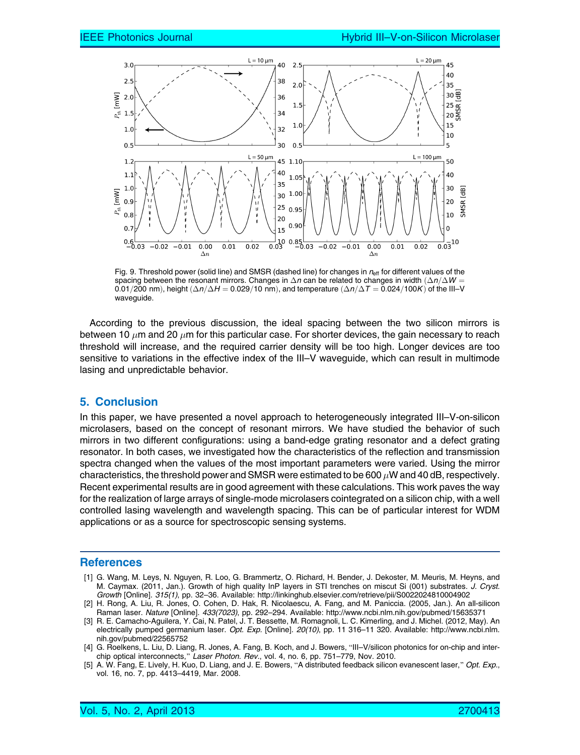Fig. 9. Threshold power (solid line) and SMSR (dashed line) for changes in $n_{\text{eff}}$ for different values of the spacing between the resonant mirrors. Changes in $\Delta n$ can be related to changes in width ($\Delta n/\Delta W = 0.01/200$ nm), height ($\Delta n/\Delta H = 0.029/10$ nm), and temperature ($\Delta n/\Delta T = 0.024/100K$) of the III–V waveguide.

According to the previous discussion, the ideal spacing between the two silicon mirrors is between 10 $\mu$m and 20 $\mu$m for this particular case. For shorter devices, the gain necessary to reach threshold will increase, and the required carrier density will be too high. Longer devices are too sensitive to variations in the effective index of the III–V waveguide, which can result in multimode lasing and unpredictable behavior.

## 5. Conclusion

In this paper, we have presented a novel approach to heterogeneously integrated III–V-on-silicon microlasers, based on the concept of resonant mirrors. We have studied the behavior of such mirrors in two different configurations: using a band-edge grating resonator and a defect grating resonator. In both cases, we investigated how the characteristics of the reflection and transmission spectra changed when the values of the most important parameters were varied. Using the mirror characteristics, the threshold power and SMSR were estimated to be 600 $\mu$W and 40 dB, respectively. Recent experimental results are in good agreement with these calculations. This work paves the way for the realization of large arrays of single-mode microlasers cointegrated on a silicon chip, with a well controlled lasing wavelength and wavelength spacing. This can be of particular interest for WDM applications or as a source for spectroscopic sensing systems.

## References

[1] G. Wang, M. Leys, N. Nguyen, R. Loo, G. Brammertz, O. Richard, H. Bender, J. Dekoster, M. Meuris, M. Heyns, and M. Caymax. (2011, Jan.). Growth of high quality InP layers in STI trenches on miscut Si (001) substrates. *J. Cryst. Growth* [Online]. *315(1)*, pp. 32–36. Available: http://linkinghub.elsevier.com/retrieve/pii/S0022024810004902

[2] H. Rong, A. Liu, R. Jones, O. Cohen, D. Hak, R. Nicolaescu, A. Fang, and M. Paniccia. (2005, Jan.). An all-silicon Raman laser. *Nature* [Online]. *433(7023)*, pp. 292–294. Available: http://www.ncbi.nlm.nih.gov/pubmed/15635371

[3] R. E. Camacho-Aguilera, Y. Cai, N. Patel, J. T. Bessette, M. Romagnoli, L. C. Kimerling, and J. Michel. (2012, May). An electrically pumped germanium laser. *Opt. Exp.* [Online]. *20(10)*, pp. 11 316–11 320. Available: http://www.ncbi.nlm.nih.gov/pubmed/22565752

[4] G. Roelkens, L. Liu, D. Liang, R. Jones, A. Fang, B. Koch, and J. Bowers, "III–V/silicon photonics for on-chip and inter-chip optical interconnects," *Laser Photon. Rev.*, vol. 4, no. 6, pp. 751–779, Nov. 2010.

[5] A. W. Fang, E. Lively, H. Kuo, D. Liang, and J. E. Bowers, "A distributed feedback silicon evanescent laser," *Opt. Exp.*, vol. 16, no. 7, pp. 4413–4419, Mar. 2008.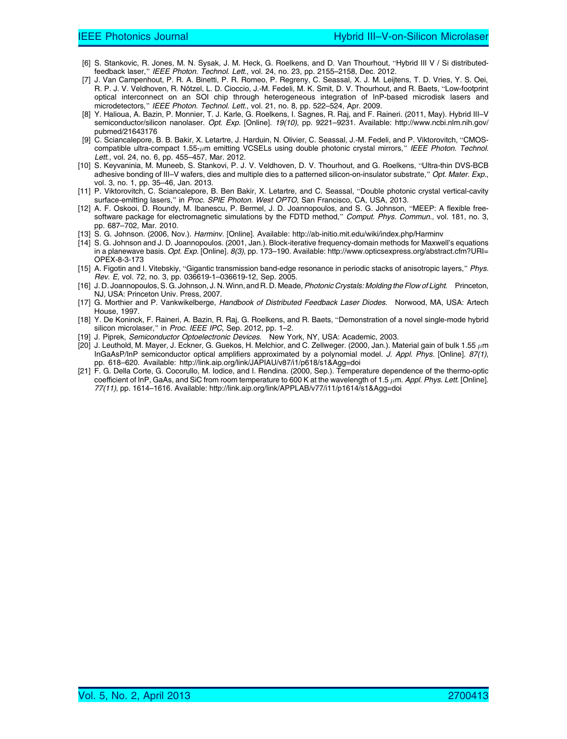[6] S. Stankovic, R. Jones, M. N. Sysak, J. M. Heck, G. Roelkens, and D. Van Thourhout, "Hybrid III V / Si distributed-feedback laser," *IEEE Photon. Technol. Lett.*, vol. 24, no. 23, pp. 2155–2158, Dec. 2012.

[7] J. Van Campenhout, P. R. A. Binetti, P. R. Romeo, P. Regreny, C. Seassal, X. J. M. Leijtens, T. D. Vries, Y. S. Oei, R. P. J. V. Veldhoven, R. Nötzel, L. D. Cioccio, J.-M. Fedeli, M. K. Smit, D. V. Thourhout, and R. Baets, "Low-footprint optical interconnect on an SOI chip through heterogeneous integration of InP-based microdisk lasers and microdetectors," *IEEE Photon. Technol. Lett.*, vol. 21, no. 8, pp. 522–524, Apr. 2009.

[8] Y. Halioua, A. Bazin, P. Monnier, T. J. Karle, G. Roelkens, I. Sagnes, R. Raj, and F. Raineri. (2011, May). Hybrid III–V semiconductor/silicon nanolaser. *Opt. Exp.* [Online]. *19(10)*, pp. 9221–9231. Available: http://www.ncbi.nlm.nih.gov/pubmed/21643176

[9] C. Sciancalepore, B. B. Bakir, X. Letartre, J. Harduin, N. Olivier, C. Seassal, J.-M. Fedeli, and P. Viktorovitch, "CMOS-compatible ultra-compact 1.55-$\mu$m emitting VCSELs using double photonic crystal mirrors," *IEEE Photon. Technol. Lett.*, vol. 24, no. 6, pp. 455–457, Mar. 2012.

[10] S. Keyvaninia, M. Muneeb, S. Stankovi, P. J. V. Veldhoven, D. V. Thourhout, and G. Roelkens, "Ultra-thin DVS-BCB adhesive bonding of III–V wafers, dies and multiple dies to a patterned silicon-on-insulator substrate," *Opt. Mater. Exp.*, vol. 3, no. 1, pp. 35–46, Jan. 2013.

[11] P. Viktorovitch, C. Sciancalepore, B. Ben Bakir, X. Letartre, and C. Seassal, "Double photonic crystal vertical-cavity surface-emitting lasers," in *Proc. SPIE Photon. West OPTO*, San Francisco, CA, USA, 2013.

[12] A. F. Oskooi, D. Roundy, M. Ibanescu, P. Bermel, J. D. Joannopoulos, and S. G. Johnson, "MEEP: A flexible free-software package for electromagnetic simulations by the FDTD method," *Comput. Phys. Commun.*, vol. 181, no. 3, pp. 687–702, Mar. 2010.

[13] S. G. Johnson. (2006, Nov.). *Harminv*. [Online]. Available: http://ab-initio.mit.edu/wiki/index.php/Harminv

[14] S. G. Johnson and J. D. Joannopoulos. (2001, Jan.). Block-iterative frequency-domain methods for Maxwell's equations in a planewave basis. *Opt. Exp.* [Online]. *8(3)*, pp. 173–190. Available: http://www.opticsexpress.org/abstract.cfm?URI=OPEX-8-3-173

[15] A. Figotin and I. Vitebskiy, "Gigantic transmission band-edge resonance in periodic stacks of anisotropic layers," *Phys. Rev. E*, vol. 72, no. 3, pp. 036619-1–036619-12, Sep. 2005.

[16] J. D. Joannopoulos, S. G. Johnson, J. N. Winn, and R. D. Meade, *Photonic Crystals: Molding the Flow of Light*. Princeton, NJ, USA: Princeton Univ. Press, 2007.

[17] G. Morthier and P. Vankwikelberge, *Handbook of Distributed Feedback Laser Diodes*. Norwood, MA, USA: Artech House, 1997.

[18] Y. De Koninck, F. Raineri, A. Bazin, R. Raj, G. Roelkens, and R. Baets, "Demonstration of a novel single-mode hybrid silicon microlaser," in *Proc. IEEE IPC*, Sep. 2012, pp. 1–2.

[19] J. Piprek, *Semiconductor Optoelectronic Devices*. New York, NY, USA: Academic, 2003.

[20] J. Leuthold, M. Mayer, J. Eckner, G. Guekos, H. Melchior, and C. Zellweger. (2000, Jan.). Material gain of bulk 1.55 $\mu$m InGaAsP/InP semiconductor optical amplifiers approximated by a polynomial model. *J. Appl. Phys.* [Online]. *87(1)*, pp. 618–620. Available: http://link.aip.org/link/JAPIAU/v87/i1/p618/s1&Agg=doi

[21] F. G. Della Corte, G. Cocorullo, M. Iodice, and I. Rendina. (2000, Sep.). Temperature dependence of the thermo-optic coefficient of InP, GaAs, and SiC from room temperature to 600 K at the wavelength of 1.5 $\mu$m. *Appl. Phys. Lett.* [Online]. *77(11)*, pp. 1614–1616. Available: http://link.aip.org/link/APPLAB/v77/i11/p1614/s1&Agg=doi